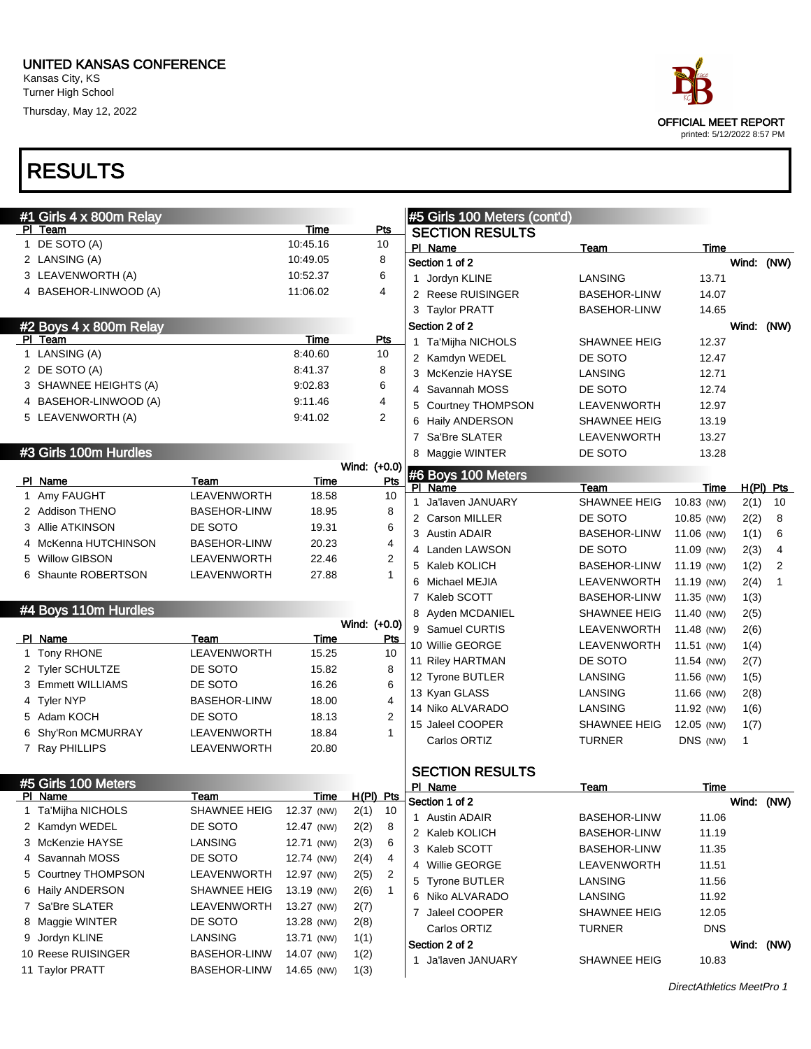UNITED KANSAS CONFERENCE

Kansas City, KS

Turner High School

Thursday, May 12, 2022

OFFICIAL MEET REPORT

printed: 5/12/2022 8:57 PM

# RESULTS

## #1 Girls 4 x 800m Relay

| Pl | Team | Time | Pts |
|---|---|---|---|
| 1 | DE SOTO (A) | 10:45.16 | 10 |
| 2 | LANSING (A) | 10:49.05 | 8 |
| 3 | LEAVENWORTH (A) | 10:52.37 | 6 |
| 4 | BASEHOR-LINWOOD (A) | 11:06.02 | 4 |

## #2 Boys 4 x 800m Relay

| Pl | Team | Time | Pts |
|---|---|---|---|
| 1 | LANSING (A) | 8:40.60 | 10 |
| 2 | DE SOTO (A) | 8:41.37 | 8 |
| 3 | SHAWNEE HEIGHTS (A) | 9:02.83 | 6 |
| 4 | BASEHOR-LINWOOD (A) | 9:11.46 | 4 |
| 5 | LEAVENWORTH (A) | 9:41.02 | 2 |

## #3 Girls 100m Hurdles

Wind: (+0.0)

| Pl | Name | Team | Time | Pts |
|---|---|---|---|---|
| 1 | Amy FAUGHT | LEAVENWORTH | 18.58 | 10 |
| 2 | Addison THENO | BASEHOR-LINW | 18.95 | 8 |
| 3 | Allie ATKINSON | DE SOTO | 19.31 | 6 |
| 4 | McKenna HUTCHINSON | BASEHOR-LINW | 20.23 | 4 |
| 5 | Willow GIBSON | LEAVENWORTH | 22.46 | 2 |
| 6 | Shaunte ROBERTSON | LEAVENWORTH | 27.88 | 1 |

## #4 Boys 110m Hurdles

Wind: (+0.0)

| Pl | Name | Team | Time | Pts |
|---|---|---|---|---|
| 1 | Tony RHONE | LEAVENWORTH | 15.25 | 10 |
| 2 | Tyler SCHULTZE | DE SOTO | 15.82 | 8 |
| 3 | Emmett WILLIAMS | DE SOTO | 16.26 | 6 |
| 4 | Tyler NYP | BASEHOR-LINW | 18.00 | 4 |
| 5 | Adam KOCH | DE SOTO | 18.13 | 2 |
| 6 | Shy'Ron MCMURRAY | LEAVENWORTH | 18.84 | 1 |
| 7 | Ray PHILLIPS | LEAVENWORTH | 20.80 | |

## #5 Girls 100 Meters

| Pl | Name | Team | Time | H(Pl) | Pts |
|---|---|---|---|---|---|
| 1 | Ta'Mijha NICHOLS | SHAWNEE HEIG | 12.37 (NW) | 2(1) | 10 |
| 2 | Kamdyn WEDEL | DE SOTO | 12.47 (NW) | 2(2) | 8 |
| 3 | McKenzie HAYSE | LANSING | 12.71 (NW) | 2(3) | 6 |
| 4 | Savannah MOSS | DE SOTO | 12.74 (NW) | 2(4) | 4 |
| 5 | Courtney THOMPSON | LEAVENWORTH | 12.97 (NW) | 2(5) | 2 |
| 6 | Haily ANDERSON | SHAWNEE HEIG | 13.19 (NW) | 2(6) | 1 |
| 7 | Sa'Bre SLATER | LEAVENWORTH | 13.27 (NW) | 2(7) | |
| 8 | Maggie WINTER | DE SOTO | 13.28 (NW) | 2(8) | |
| 9 | Jordyn KLINE | LANSING | 13.71 (NW) | 1(1) | |
| 10 | Reese RUISINGER | BASEHOR-LINW | 14.07 (NW) | 1(2) | |
| 11 | Taylor PRATT | BASEHOR-LINW | 14.65 (NW) | 1(3) | |

## #5 Girls 100 Meters (cont'd)

### SECTION RESULTS

| Pl | Name | Team | Time |
|---|---|---|---|
| **Section 1 of 2** | | | Wind: (NW) |
| 1 | Jordyn KLINE | LANSING | 13.71 |
| 2 | Reese RUISINGER | BASEHOR-LINW | 14.07 |
| 3 | Taylor PRATT | BASEHOR-LINW | 14.65 |
| **Section 2 of 2** | | | Wind: (NW) |
| 1 | Ta'Mijha NICHOLS | SHAWNEE HEIG | 12.37 |
| 2 | Kamdyn WEDEL | DE SOTO | 12.47 |
| 3 | McKenzie HAYSE | LANSING | 12.71 |
| 4 | Savannah MOSS | DE SOTO | 12.74 |
| 5 | Courtney THOMPSON | LEAVENWORTH | 12.97 |
| 6 | Haily ANDERSON | SHAWNEE HEIG | 13.19 |
| 7 | Sa'Bre SLATER | LEAVENWORTH | 13.27 |
| 8 | Maggie WINTER | DE SOTO | 13.28 |

## #6 Boys 100 Meters

| Pl | Name | Team | Time | H(Pl) | Pts |
|---|---|---|---|---|---|
| 1 | Ja'laven JANUARY | SHAWNEE HEIG | 10.83 (NW) | 2(1) | 10 |
| 2 | Carson MILLER | DE SOTO | 10.85 (NW) | 2(2) | 8 |
| 3 | Austin ADAIR | BASEHOR-LINW | 11.06 (NW) | 1(1) | 6 |
| 4 | Landen LAWSON | DE SOTO | 11.09 (NW) | 2(3) | 4 |
| 5 | Kaleb KOLICH | BASEHOR-LINW | 11.19 (NW) | 1(2) | 2 |
| 6 | Michael MEJIA | LEAVENWORTH | 11.19 (NW) | 2(4) | 1 |
| 7 | Kaleb SCOTT | BASEHOR-LINW | 11.35 (NW) | 1(3) | |
| 8 | Ayden MCDANIEL | SHAWNEE HEIG | 11.40 (NW) | 2(5) | |
| 9 | Samuel CURTIS | LEAVENWORTH | 11.48 (NW) | 2(6) | |
| 10 | Willie GEORGE | LEAVENWORTH | 11.51 (NW) | 1(4) | |
| 11 | Riley HARTMAN | DE SOTO | 11.54 (NW) | 2(7) | |
| 12 | Tyrone BUTLER | LANSING | 11.56 (NW) | 1(5) | |
| 13 | Kyan GLASS | LANSING | 11.66 (NW) | 2(8) | |
| 14 | Niko ALVARADO | LANSING | 11.92 (NW) | 1(6) | |
| 15 | Jaleel COOPER | SHAWNEE HEIG | 12.05 (NW) | 1(7) | |
| | Carlos ORTIZ | TURNER | DNS (NW) | 1 | |

### SECTION RESULTS

| Pl | Name | Team | Time |
|---|---|---|---|
| **Section 1 of 2** | | | Wind: (NW) |
| 1 | Austin ADAIR | BASEHOR-LINW | 11.06 |
| 2 | Kaleb KOLICH | BASEHOR-LINW | 11.19 |
| 3 | Kaleb SCOTT | BASEHOR-LINW | 11.35 |
| 4 | Willie GEORGE | LEAVENWORTH | 11.51 |
| 5 | Tyrone BUTLER | LANSING | 11.56 |
| 6 | Niko ALVARADO | LANSING | 11.92 |
| 7 | Jaleel COOPER | SHAWNEE HEIG | 12.05 |
| | Carlos ORTIZ | TURNER | DNS |
| **Section 2 of 2** | | | Wind: (NW) |
| 1 | Ja'laven JANUARY | SHAWNEE HEIG | 10.83 |

*DirectAthletics MeetPro 1*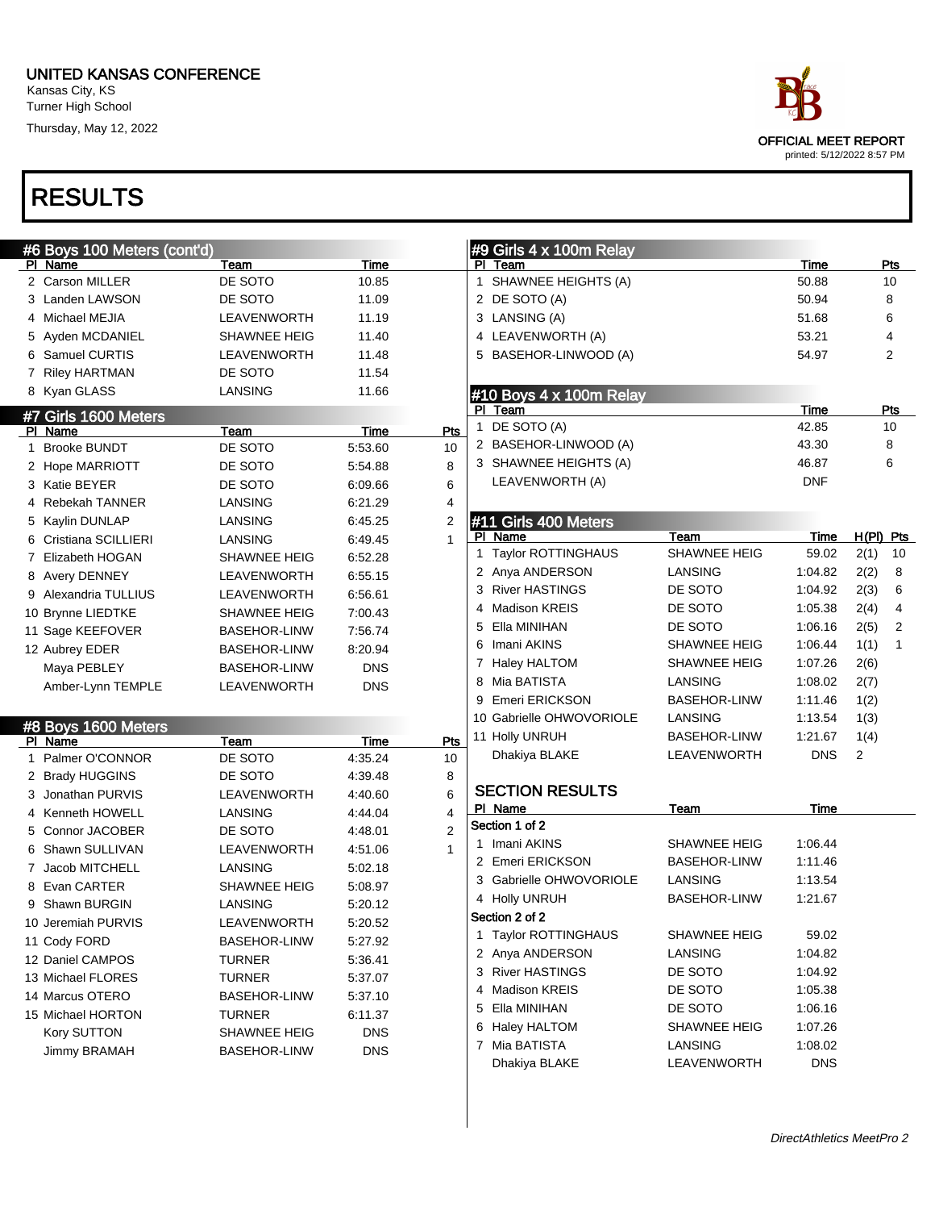UNITED KANSAS CONFERENCE
Kansas City, KS
Turner High School
Thursday, May 12, 2022

OFFICIAL MEET REPORT
printed: 5/12/2022 8:57 PM

# RESULTS

## #6 Boys 100 Meters (cont'd)

| Pl | Name | Team | Time |
|---|---|---|---|
| 2 | Carson MILLER | DE SOTO | 10.85 |
| 3 | Landen LAWSON | DE SOTO | 11.09 |
| 4 | Michael MEJIA | LEAVENWORTH | 11.19 |
| 5 | Ayden MCDANIEL | SHAWNEE HEIG | 11.40 |
| 6 | Samuel CURTIS | LEAVENWORTH | 11.48 |
| 7 | Riley HARTMAN | DE SOTO | 11.54 |
| 8 | Kyan GLASS | LANSING | 11.66 |

## #7 Girls 1600 Meters

| Pl | Name | Team | Time | Pts |
|---|---|---|---|---|
| 1 | Brooke BUNDT | DE SOTO | 5:53.60 | 10 |
| 2 | Hope MARRIOTT | DE SOTO | 5:54.88 | 8 |
| 3 | Katie BEYER | DE SOTO | 6:09.66 | 6 |
| 4 | Rebekah TANNER | LANSING | 6:21.29 | 4 |
| 5 | Kaylin DUNLAP | LANSING | 6:45.25 | 2 |
| 6 | Cristiana SCILLIERI | LANSING | 6:49.45 | 1 |
| 7 | Elizabeth HOGAN | SHAWNEE HEIG | 6:52.28 | |
| 8 | Avery DENNEY | LEAVENWORTH | 6:55.15 | |
| 9 | Alexandria TULLIUS | LEAVENWORTH | 6:56.61 | |
| 10 | Brynne LIEDTKE | SHAWNEE HEIG | 7:00.43 | |
| 11 | Sage KEEFOVER | BASEHOR-LINW | 7:56.74 | |
| 12 | Aubrey EDER | BASEHOR-LINW | 8:20.94 | |
| | Maya PEBLEY | BASEHOR-LINW | DNS | |
| | Amber-Lynn TEMPLE | LEAVENWORTH | DNS | |

## #8 Boys 1600 Meters

| Pl | Name | Team | Time | Pts |
|---|---|---|---|---|
| 1 | Palmer O'CONNOR | DE SOTO | 4:35.24 | 10 |
| 2 | Brady HUGGINS | DE SOTO | 4:39.48 | 8 |
| 3 | Jonathan PURVIS | LEAVENWORTH | 4:40.60 | 6 |
| 4 | Kenneth HOWELL | LANSING | 4:44.04 | 4 |
| 5 | Connor JACOBER | DE SOTO | 4:48.01 | 2 |
| 6 | Shawn SULLIVAN | LEAVENWORTH | 4:51.06 | 1 |
| 7 | Jacob MITCHELL | LANSING | 5:02.18 | |
| 8 | Evan CARTER | SHAWNEE HEIG | 5:08.97 | |
| 9 | Shawn BURGIN | LANSING | 5:20.12 | |
| 10 | Jeremiah PURVIS | LEAVENWORTH | 5:20.52 | |
| 11 | Cody FORD | BASEHOR-LINW | 5:27.92 | |
| 12 | Daniel CAMPOS | TURNER | 5:36.41 | |
| 13 | Michael FLORES | TURNER | 5:37.07 | |
| 14 | Marcus OTERO | BASEHOR-LINW | 5:37.10 | |
| 15 | Michael HORTON | TURNER | 6:11.37 | |
| | Kory SUTTON | SHAWNEE HEIG | DNS | |
| | Jimmy BRAMAH | BASEHOR-LINW | DNS | |

## #9 Girls 4 x 100m Relay

| Pl | Team | Time | Pts |
|---|---|---|---|
| 1 | SHAWNEE HEIGHTS (A) | 50.88 | 10 |
| 2 | DE SOTO (A) | 50.94 | 8 |
| 3 | LANSING (A) | 51.68 | 6 |
| 4 | LEAVENWORTH (A) | 53.21 | 4 |
| 5 | BASEHOR-LINWOOD (A) | 54.97 | 2 |

## #10 Boys 4 x 100m Relay

| Pl | Team | Time | Pts |
|---|---|---|---|
| 1 | DE SOTO (A) | 42.85 | 10 |
| 2 | BASEHOR-LINWOOD (A) | 43.30 | 8 |
| 3 | SHAWNEE HEIGHTS (A) | 46.87 | 6 |
| | LEAVENWORTH (A) | DNF | |

## #11 Girls 400 Meters

| Pl | Name | Team | Time | H(Pl) | Pts |
|---|---|---|---|---|---|
| 1 | Taylor ROTTINGHAUS | SHAWNEE HEIG | 59.02 | 2(1) | 10 |
| 2 | Anya ANDERSON | LANSING | 1:04.82 | 2(2) | 8 |
| 3 | River HASTINGS | DE SOTO | 1:04.92 | 2(3) | 6 |
| 4 | Madison KREIS | DE SOTO | 1:05.38 | 2(4) | 4 |
| 5 | Ella MINIHAN | DE SOTO | 1:06.16 | 2(5) | 2 |
| 6 | Imani AKINS | SHAWNEE HEIG | 1:06.44 | 1(1) | 1 |
| 7 | Haley HALTOM | SHAWNEE HEIG | 1:07.26 | 2(6) | |
| 8 | Mia BATISTA | LANSING | 1:08.02 | 2(7) | |
| 9 | Emeri ERICKSON | BASEHOR-LINW | 1:11.46 | 1(2) | |
| 10 | Gabrielle OHWOVORIOLE | LANSING | 1:13.54 | 1(3) | |
| 11 | Holly UNRUH | BASEHOR-LINW | 1:21.67 | 1(4) | |
| | Dhakiya BLAKE | LEAVENWORTH | DNS | 2 | |

### SECTION RESULTS

| Pl | Name | Team | Time |
|---|---|---|---|
| **Section 1 of 2** | | | |
| 1 | Imani AKINS | SHAWNEE HEIG | 1:06.44 |
| 2 | Emeri ERICKSON | BASEHOR-LINW | 1:11.46 |
| 3 | Gabrielle OHWOVORIOLE | LANSING | 1:13.54 |
| 4 | Holly UNRUH | BASEHOR-LINW | 1:21.67 |
| **Section 2 of 2** | | | |
| 1 | Taylor ROTTINGHAUS | SHAWNEE HEIG | 59.02 |
| 2 | Anya ANDERSON | LANSING | 1:04.82 |
| 3 | River HASTINGS | DE SOTO | 1:04.92 |
| 4 | Madison KREIS | DE SOTO | 1:05.38 |
| 5 | Ella MINIHAN | DE SOTO | 1:06.16 |
| 6 | Haley HALTOM | SHAWNEE HEIG | 1:07.26 |
| 7 | Mia BATISTA | LANSING | 1:08.02 |
| | Dhakiya BLAKE | LEAVENWORTH | DNS |

*DirectAthletics MeetPro 2*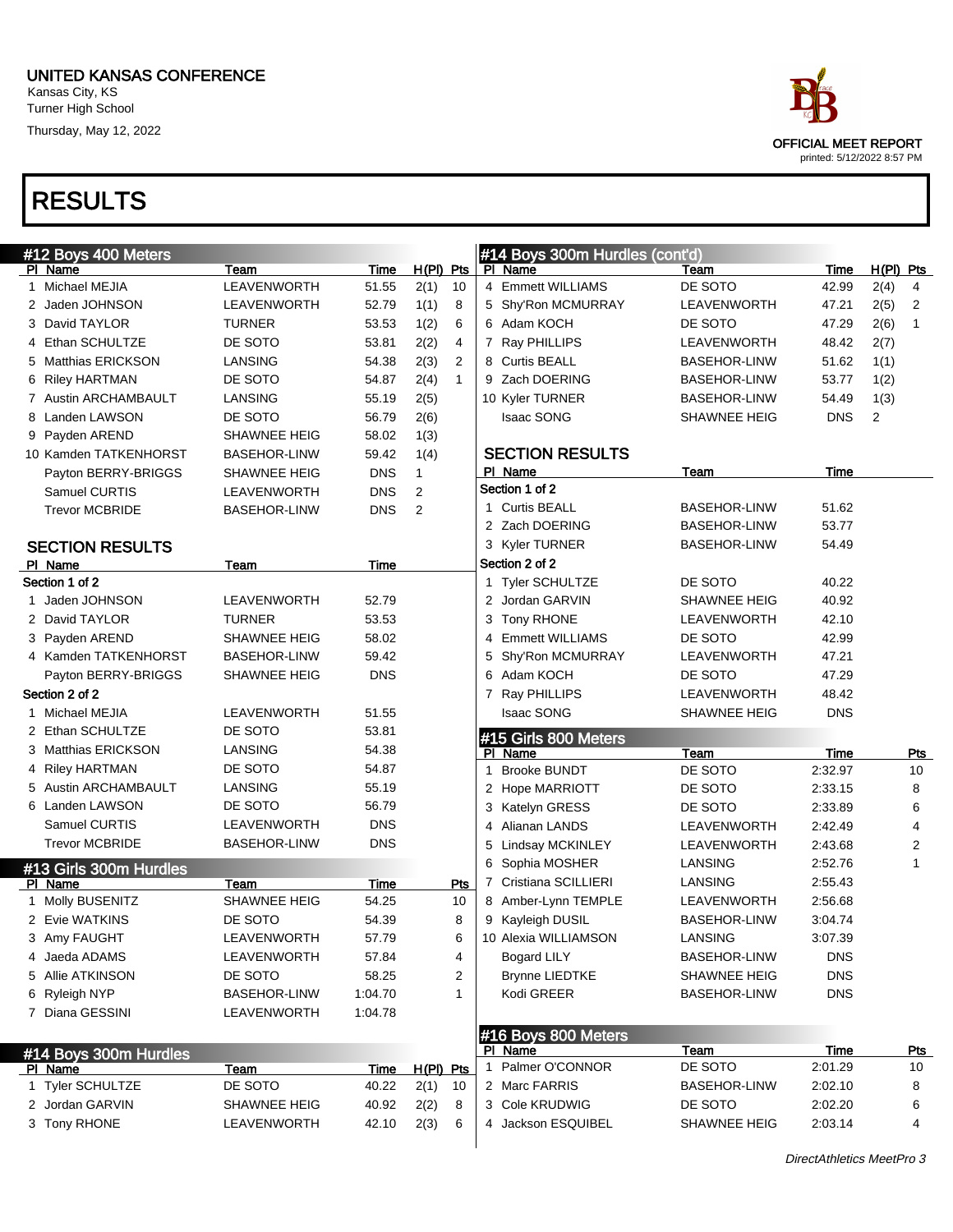UNITED KANSAS CONFERENCE
Kansas City, KS
Turner High School
Thursday, May 12, 2022

OFFICIAL MEET REPORT
printed: 5/12/2022 8:57 PM

# RESULTS

## #12 Boys 400 Meters

| Pl | Name | Team | Time | H(Pl) | Pts |
|---|---|---|---|---|---|
| 1 | Michael MEJIA | LEAVENWORTH | 51.55 | 2(1) | 10 |
| 2 | Jaden JOHNSON | LEAVENWORTH | 52.79 | 1(1) | 8 |
| 3 | David TAYLOR | TURNER | 53.53 | 1(2) | 6 |
| 4 | Ethan SCHULTZE | DE SOTO | 53.81 | 2(2) | 4 |
| 5 | Matthias ERICKSON | LANSING | 54.38 | 2(3) | 2 |
| 6 | Riley HARTMAN | DE SOTO | 54.87 | 2(4) | 1 |
| 7 | Austin ARCHAMBAULT | LANSING | 55.19 | 2(5) | |
| 8 | Landen LAWSON | DE SOTO | 56.79 | 2(6) | |
| 9 | Payden AREND | SHAWNEE HEIG | 58.02 | 1(3) | |
| 10 | Kamden TATKENHORST | BASEHOR-LINW | 59.42 | 1(4) | |
| | Payton BERRY-BRIGGS | SHAWNEE HEIG | DNS | 1 | |
| | Samuel CURTIS | LEAVENWORTH | DNS | 2 | |
| | Trevor MCBRIDE | BASEHOR-LINW | DNS | 2 | |

### SECTION RESULTS

| Pl | Name | Team | Time |
|---|---|---|---|
| **Section 1 of 2** | | | |
| 1 | Jaden JOHNSON | LEAVENWORTH | 52.79 |
| 2 | David TAYLOR | TURNER | 53.53 |
| 3 | Payden AREND | SHAWNEE HEIG | 58.02 |
| 4 | Kamden TATKENHORST | BASEHOR-LINW | 59.42 |
| | Payton BERRY-BRIGGS | SHAWNEE HEIG | DNS |
| **Section 2 of 2** | | | |
| 1 | Michael MEJIA | LEAVENWORTH | 51.55 |
| 2 | Ethan SCHULTZE | DE SOTO | 53.81 |
| 3 | Matthias ERICKSON | LANSING | 54.38 |
| 4 | Riley HARTMAN | DE SOTO | 54.87 |
| 5 | Austin ARCHAMBAULT | LANSING | 55.19 |
| 6 | Landen LAWSON | DE SOTO | 56.79 |
| | Samuel CURTIS | LEAVENWORTH | DNS |
| | Trevor MCBRIDE | BASEHOR-LINW | DNS |

## #13 Girls 300m Hurdles

| Pl | Name | Team | Time | Pts |
|---|---|---|---|---|
| 1 | Molly BUSENITZ | SHAWNEE HEIG | 54.25 | 10 |
| 2 | Evie WATKINS | DE SOTO | 54.39 | 8 |
| 3 | Amy FAUGHT | LEAVENWORTH | 57.79 | 6 |
| 4 | Jaeda ADAMS | LEAVENWORTH | 57.84 | 4 |
| 5 | Allie ATKINSON | DE SOTO | 58.25 | 2 |
| 6 | Ryleigh NYP | BASEHOR-LINW | 1:04.70 | 1 |
| 7 | Diana GESSINI | LEAVENWORTH | 1:04.78 | |

## #14 Boys 300m Hurdles

| Pl | Name | Team | Time | H(Pl) | Pts |
|---|---|---|---|---|---|
| 1 | Tyler SCHULTZE | DE SOTO | 40.22 | 2(1) | 10 |
| 2 | Jordan GARVIN | SHAWNEE HEIG | 40.92 | 2(2) | 8 |
| 3 | Tony RHONE | LEAVENWORTH | 42.10 | 2(3) | 6 |
| 4 | Emmett WILLIAMS | DE SOTO | 42.99 | 2(4) | 4 |
| 5 | Shy'Ron MCMURRAY | LEAVENWORTH | 47.21 | 2(5) | 2 |
| 6 | Adam KOCH | DE SOTO | 47.29 | 2(6) | 1 |
| 7 | Ray PHILLIPS | LEAVENWORTH | 48.42 | 2(7) | |
| 8 | Curtis BEALL | BASEHOR-LINW | 51.62 | 1(1) | |
| 9 | Zach DOERING | BASEHOR-LINW | 53.77 | 1(2) | |
| 10 | Kyler TURNER | BASEHOR-LINW | 54.49 | 1(3) | |
| | Isaac SONG | SHAWNEE HEIG | DNS | 2 | |

### SECTION RESULTS

| Pl | Name | Team | Time |
|---|---|---|---|
| **Section 1 of 2** | | | |
| 1 | Curtis BEALL | BASEHOR-LINW | 51.62 |
| 2 | Zach DOERING | BASEHOR-LINW | 53.77 |
| 3 | Kyler TURNER | BASEHOR-LINW | 54.49 |
| **Section 2 of 2** | | | |
| 1 | Tyler SCHULTZE | DE SOTO | 40.22 |
| 2 | Jordan GARVIN | SHAWNEE HEIG | 40.92 |
| 3 | Tony RHONE | LEAVENWORTH | 42.10 |
| 4 | Emmett WILLIAMS | DE SOTO | 42.99 |
| 5 | Shy'Ron MCMURRAY | LEAVENWORTH | 47.21 |
| 6 | Adam KOCH | DE SOTO | 47.29 |
| 7 | Ray PHILLIPS | LEAVENWORTH | 48.42 |
| | Isaac SONG | SHAWNEE HEIG | DNS |

## #15 Girls 800 Meters

| Pl | Name | Team | Time | Pts |
|---|---|---|---|---|
| 1 | Brooke BUNDT | DE SOTO | 2:32.97 | 10 |
| 2 | Hope MARRIOTT | DE SOTO | 2:33.15 | 8 |
| 3 | Katelyn GRESS | DE SOTO | 2:33.89 | 6 |
| 4 | Alianan LANDS | LEAVENWORTH | 2:42.49 | 4 |
| 5 | Lindsay MCKINLEY | LEAVENWORTH | 2:43.68 | 2 |
| 6 | Sophia MOSHER | LANSING | 2:52.76 | 1 |
| 7 | Cristiana SCILLIERI | LANSING | 2:55.43 | |
| 8 | Amber-Lynn TEMPLE | LEAVENWORTH | 2:56.68 | |
| 9 | Kayleigh DUSIL | BASEHOR-LINW | 3:04.74 | |
| 10 | Alexia WILLIAMSON | LANSING | 3:07.39 | |
| | Bogard LILY | BASEHOR-LINW | DNS | |
| | Brynne LIEDTKE | SHAWNEE HEIG | DNS | |
| | Kodi GREER | BASEHOR-LINW | DNS | |

## #16 Boys 800 Meters

| Pl | Name | Team | Time | Pts |
|---|---|---|---|---|
| 1 | Palmer O'CONNOR | DE SOTO | 2:01.29 | 10 |
| 2 | Marc FARRIS | BASEHOR-LINW | 2:02.10 | 8 |
| 3 | Cole KRUDWIG | DE SOTO | 2:02.20 | 6 |
| 4 | Jackson ESQUIBEL | SHAWNEE HEIG | 2:03.14 | 4 |

*DirectAthletics MeetPro 3*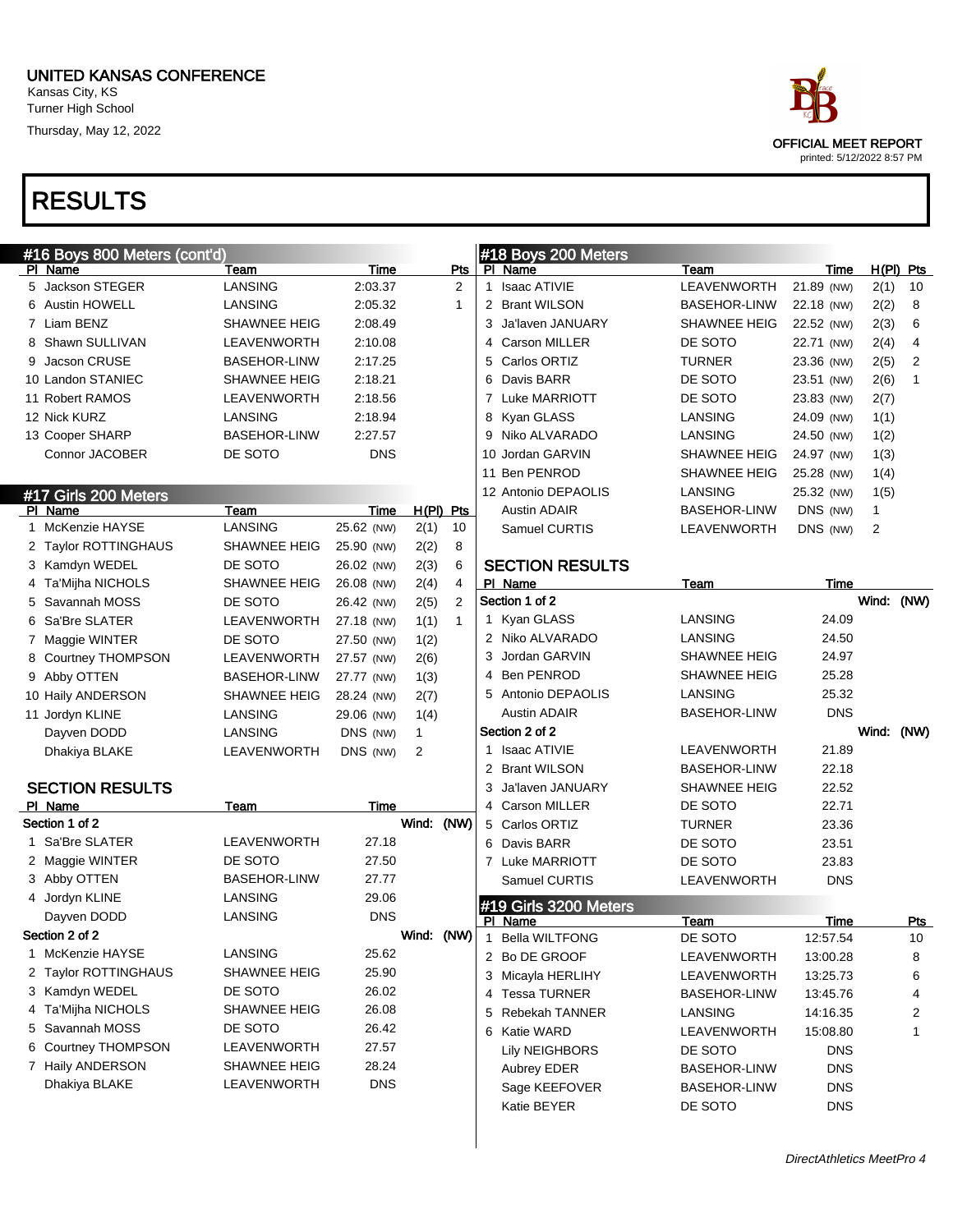UNITED KANSAS CONFERENCE
Kansas City, KS
Turner High School
Thursday, May 12, 2022

OFFICIAL MEET REPORT
printed: 5/12/2022 8:57 PM

# RESULTS

## #16 Boys 800 Meters (cont'd)

| Pl | Name | Team | Time | Pts |
|---|---|---|---|---|
| 5 | Jackson STEGER | LANSING | 2:03.37 | 2 |
| 6 | Austin HOWELL | LANSING | 2:05.32 | 1 |
| 7 | Liam BENZ | SHAWNEE HEIG | 2:08.49 | |
| 8 | Shawn SULLIVAN | LEAVENWORTH | 2:10.08 | |
| 9 | Jacson CRUSE | BASEHOR-LINW | 2:17.25 | |
| 10 | Landon STANIEC | SHAWNEE HEIG | 2:18.21 | |
| 11 | Robert RAMOS | LEAVENWORTH | 2:18.56 | |
| 12 | Nick KURZ | LANSING | 2:18.94 | |
| 13 | Cooper SHARP | BASEHOR-LINW | 2:27.57 | |
| | Connor JACOBER | DE SOTO | DNS | |

## #17 Girls 200 Meters

| Pl | Name | Team | Time | H(Pl) | Pts |
|---|---|---|---|---|---|
| 1 | McKenzie HAYSE | LANSING | 25.62 (NW) | 2(1) | 10 |
| 2 | Taylor ROTTINGHAUS | SHAWNEE HEIG | 25.90 (NW) | 2(2) | 8 |
| 3 | Kamdyn WEDEL | DE SOTO | 26.02 (NW) | 2(3) | 6 |
| 4 | Ta'Mijha NICHOLS | SHAWNEE HEIG | 26.08 (NW) | 2(4) | 4 |
| 5 | Savannah MOSS | DE SOTO | 26.42 (NW) | 2(5) | 2 |
| 6 | Sa'Bre SLATER | LEAVENWORTH | 27.18 (NW) | 1(1) | 1 |
| 7 | Maggie WINTER | DE SOTO | 27.50 (NW) | 1(2) | |
| 8 | Courtney THOMPSON | LEAVENWORTH | 27.57 (NW) | 2(6) | |
| 9 | Abby OTTEN | BASEHOR-LINW | 27.77 (NW) | 1(3) | |
| 10 | Haily ANDERSON | SHAWNEE HEIG | 28.24 (NW) | 2(7) | |
| 11 | Jordyn KLINE | LANSING | 29.06 (NW) | 1(4) | |
| | Dayven DODD | LANSING | DNS (NW) | 1 | |
| | Dhakiya BLAKE | LEAVENWORTH | DNS (NW) | 2 | |

### SECTION RESULTS

| Pl | Name | Team | Time |
|---|---|---|---|
| **Section 1 of 2** | | | Wind: (NW) |
| 1 | Sa'Bre SLATER | LEAVENWORTH | 27.18 |
| 2 | Maggie WINTER | DE SOTO | 27.50 |
| 3 | Abby OTTEN | BASEHOR-LINW | 27.77 |
| 4 | Jordyn KLINE | LANSING | 29.06 |
| | Dayven DODD | LANSING | DNS |
| **Section 2 of 2** | | | Wind: (NW) |
| 1 | McKenzie HAYSE | LANSING | 25.62 |
| 2 | Taylor ROTTINGHAUS | SHAWNEE HEIG | 25.90 |
| 3 | Kamdyn WEDEL | DE SOTO | 26.02 |
| 4 | Ta'Mijha NICHOLS | SHAWNEE HEIG | 26.08 |
| 5 | Savannah MOSS | DE SOTO | 26.42 |
| 6 | Courtney THOMPSON | LEAVENWORTH | 27.57 |
| 7 | Haily ANDERSON | SHAWNEE HEIG | 28.24 |
| | Dhakiya BLAKE | LEAVENWORTH | DNS |

## #18 Boys 200 Meters

| Pl | Name | Team | Time | H(Pl) | Pts |
|---|---|---|---|---|---|
| 1 | Isaac ATIVIE | LEAVENWORTH | 21.89 (NW) | 2(1) | 10 |
| 2 | Brant WILSON | BASEHOR-LINW | 22.18 (NW) | 2(2) | 8 |
| 3 | Ja'laven JANUARY | SHAWNEE HEIG | 22.52 (NW) | 2(3) | 6 |
| 4 | Carson MILLER | DE SOTO | 22.71 (NW) | 2(4) | 4 |
| 5 | Carlos ORTIZ | TURNER | 23.36 (NW) | 2(5) | 2 |
| 6 | Davis BARR | DE SOTO | 23.51 (NW) | 2(6) | 1 |
| 7 | Luke MARRIOTT | DE SOTO | 23.83 (NW) | 2(7) | |
| 8 | Kyan GLASS | LANSING | 24.09 (NW) | 1(1) | |
| 9 | Niko ALVARADO | LANSING | 24.50 (NW) | 1(2) | |
| 10 | Jordan GARVIN | SHAWNEE HEIG | 24.97 (NW) | 1(3) | |
| 11 | Ben PENROD | SHAWNEE HEIG | 25.28 (NW) | 1(4) | |
| 12 | Antonio DEPAOLIS | LANSING | 25.32 (NW) | 1(5) | |
| | Austin ADAIR | BASEHOR-LINW | DNS (NW) | 1 | |
| | Samuel CURTIS | LEAVENWORTH | DNS (NW) | 2 | |

### SECTION RESULTS

| Pl | Name | Team | Time |
|---|---|---|---|
| **Section 1 of 2** | | | Wind: (NW) |
| 1 | Kyan GLASS | LANSING | 24.09 |
| 2 | Niko ALVARADO | LANSING | 24.50 |
| 3 | Jordan GARVIN | SHAWNEE HEIG | 24.97 |
| 4 | Ben PENROD | SHAWNEE HEIG | 25.28 |
| 5 | Antonio DEPAOLIS | LANSING | 25.32 |
| | Austin ADAIR | BASEHOR-LINW | DNS |
| **Section 2 of 2** | | | Wind: (NW) |
| 1 | Isaac ATIVIE | LEAVENWORTH | 21.89 |
| 2 | Brant WILSON | BASEHOR-LINW | 22.18 |
| 3 | Ja'laven JANUARY | SHAWNEE HEIG | 22.52 |
| 4 | Carson MILLER | DE SOTO | 22.71 |
| 5 | Carlos ORTIZ | TURNER | 23.36 |
| 6 | Davis BARR | DE SOTO | 23.51 |
| 7 | Luke MARRIOTT | DE SOTO | 23.83 |
| | Samuel CURTIS | LEAVENWORTH | DNS |

## #19 Girls 3200 Meters

| Pl | Name | Team | Time | Pts |
|---|---|---|---|---|
| 1 | Bella WILTFONG | DE SOTO | 12:57.54 | 10 |
| 2 | Bo DE GROOF | LEAVENWORTH | 13:00.28 | 8 |
| 3 | Micayla HERLIHY | LEAVENWORTH | 13:25.73 | 6 |
| 4 | Tessa TURNER | BASEHOR-LINW | 13:45.76 | 4 |
| 5 | Rebekah TANNER | LANSING | 14:16.35 | 2 |
| 6 | Katie WARD | LEAVENWORTH | 15:08.80 | 1 |
| | Lily NEIGHBORS | DE SOTO | DNS | |
| | Aubrey EDER | BASEHOR-LINW | DNS | |
| | Sage KEEFOVER | BASEHOR-LINW | DNS | |
| | Katie BEYER | DE SOTO | DNS | |

*DirectAthletics MeetPro 4*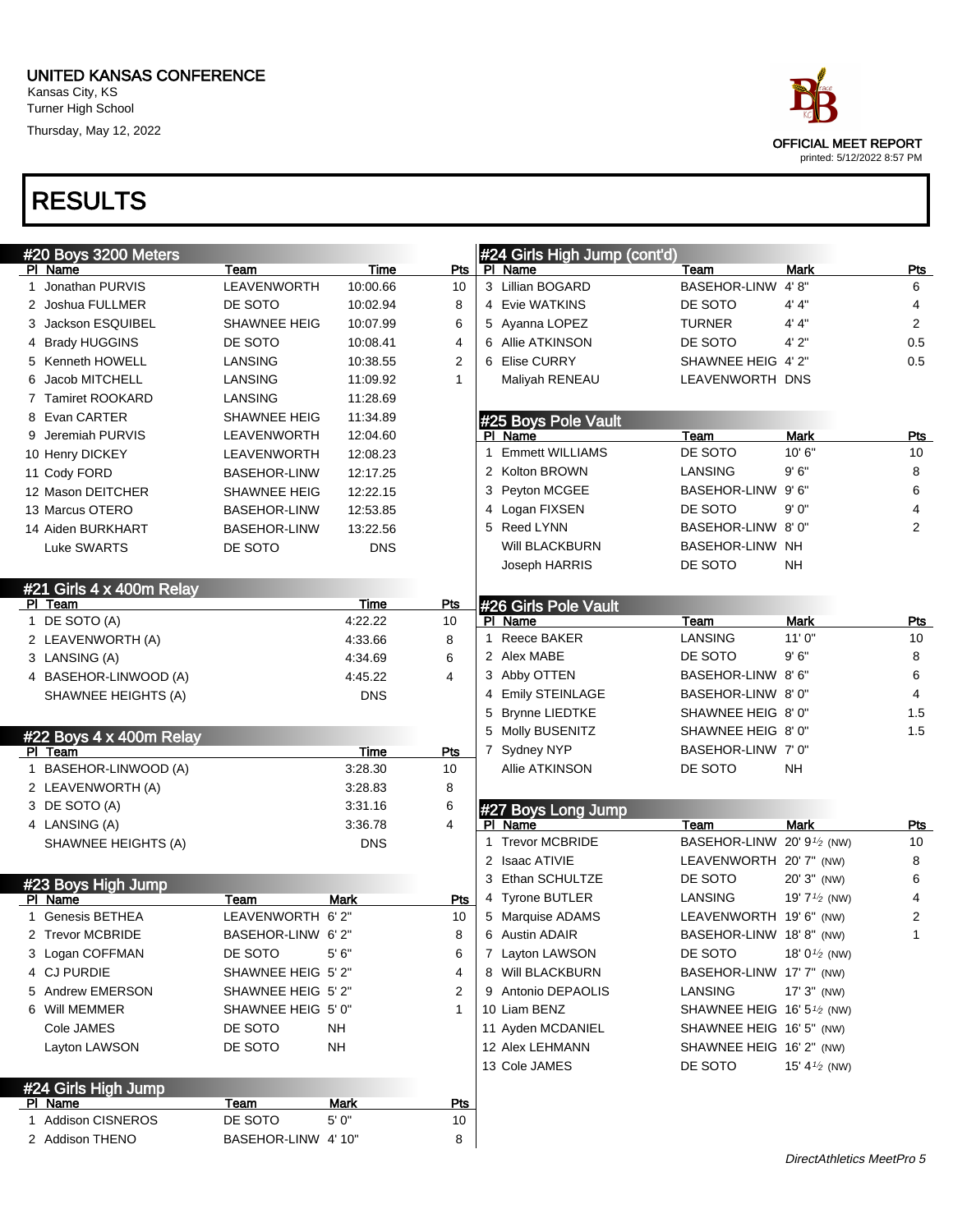UNITED KANSAS CONFERENCE
Kansas City, KS
Turner High School
Thursday, May 12, 2022

OFFICIAL MEET REPORT
printed: 5/12/2022 8:57 PM

# RESULTS

## #20 Boys 3200 Meters

| Pl | Name | Team | Time | Pts |
|---|---|---|---|---|
| 1 | Jonathan PURVIS | LEAVENWORTH | 10:00.66 | 10 |
| 2 | Joshua FULLMER | DE SOTO | 10:02.94 | 8 |
| 3 | Jackson ESQUIBEL | SHAWNEE HEIG | 10:07.99 | 6 |
| 4 | Brady HUGGINS | DE SOTO | 10:08.41 | 4 |
| 5 | Kenneth HOWELL | LANSING | 10:38.55 | 2 |
| 6 | Jacob MITCHELL | LANSING | 11:09.92 | 1 |
| 7 | Tamiret ROOKARD | LANSING | 11:28.69 | |
| 8 | Evan CARTER | SHAWNEE HEIG | 11:34.89 | |
| 9 | Jeremiah PURVIS | LEAVENWORTH | 12:04.60 | |
| 10 | Henry DICKEY | LEAVENWORTH | 12:08.23 | |
| 11 | Cody FORD | BASEHOR-LINW | 12:17.25 | |
| 12 | Mason DEITCHER | SHAWNEE HEIG | 12:22.15 | |
| 13 | Marcus OTERO | BASEHOR-LINW | 12:53.85 | |
| 14 | Aiden BURKHART | BASEHOR-LINW | 13:22.56 | |
| | Luke SWARTS | DE SOTO | DNS | |

## #21 Girls 4 x 400m Relay

| Pl | Team | Time | Pts |
|---|---|---|---|
| 1 | DE SOTO (A) | 4:22.22 | 10 |
| 2 | LEAVENWORTH (A) | 4:33.66 | 8 |
| 3 | LANSING (A) | 4:34.69 | 6 |
| 4 | BASEHOR-LINWOOD (A) | 4:45.22 | 4 |
| | SHAWNEE HEIGHTS (A) | DNS | |

## #22 Boys 4 x 400m Relay

| Pl | Team | Time | Pts |
|---|---|---|---|
| 1 | BASEHOR-LINWOOD (A) | 3:28.30 | 10 |
| 2 | LEAVENWORTH (A) | 3:28.83 | 8 |
| 3 | DE SOTO (A) | 3:31.16 | 6 |
| 4 | LANSING (A) | 3:36.78 | 4 |
| | SHAWNEE HEIGHTS (A) | DNS | |

## #23 Boys High Jump

| Pl | Name | Team | Mark | Pts |
|---|---|---|---|---|
| 1 | Genesis BETHEA | LEAVENWORTH | 6' 2" | 10 |
| 2 | Trevor MCBRIDE | BASEHOR-LINW | 6' 2" | 8 |
| 3 | Logan COFFMAN | DE SOTO | 5' 6" | 6 |
| 4 | CJ PURDIE | SHAWNEE HEIG | 5' 2" | 4 |
| 5 | Andrew EMERSON | SHAWNEE HEIG | 5' 2" | 2 |
| 6 | Will MEMMER | SHAWNEE HEIG | 5' 0" | 1 |
| | Cole JAMES | DE SOTO | NH | |
| | Layton LAWSON | DE SOTO | NH | |

## #24 Girls High Jump

| Pl | Name | Team | Mark | Pts |
|---|---|---|---|---|
| 1 | Addison CISNEROS | DE SOTO | 5' 0" | 10 |
| 2 | Addison THENO | BASEHOR-LINW | 4' 10" | 8 |
| 3 | Lillian BOGARD | BASEHOR-LINW | 4' 8" | 6 |
| 4 | Evie WATKINS | DE SOTO | 4' 4" | 4 |
| 5 | Ayanna LOPEZ | TURNER | 4' 4" | 2 |
| 6 | Allie ATKINSON | DE SOTO | 4' 2" | 0.5 |
| 6 | Elise CURRY | SHAWNEE HEIG | 4' 2" | 0.5 |
| | Maliyah RENEAU | LEAVENWORTH | DNS | |

## #25 Boys Pole Vault

| Pl | Name | Team | Mark | Pts |
|---|---|---|---|---|
| 1 | Emmett WILLIAMS | DE SOTO | 10' 6" | 10 |
| 2 | Kolton BROWN | LANSING | 9' 6" | 8 |
| 3 | Peyton MCGEE | BASEHOR-LINW | 9' 6" | 6 |
| 4 | Logan FIXSEN | DE SOTO | 9' 0" | 4 |
| 5 | Reed LYNN | BASEHOR-LINW | 8' 0" | 2 |
| | Will BLACKBURN | BASEHOR-LINW | NH | |
| | Joseph HARRIS | DE SOTO | NH | |

## #26 Girls Pole Vault

| Pl | Name | Team | Mark | Pts |
|---|---|---|---|---|
| 1 | Reece BAKER | LANSING | 11' 0" | 10 |
| 2 | Alex MABE | DE SOTO | 9' 6" | 8 |
| 3 | Abby OTTEN | BASEHOR-LINW | 8' 6" | 6 |
| 4 | Emily STEINLAGE | BASEHOR-LINW | 8' 0" | 4 |
| 5 | Brynne LIEDTKE | SHAWNEE HEIG | 8' 0" | 1.5 |
| 5 | Molly BUSENITZ | SHAWNEE HEIG | 8' 0" | 1.5 |
| 7 | Sydney NYP | BASEHOR-LINW | 7' 0" | |
| | Allie ATKINSON | DE SOTO | NH | |

## #27 Boys Long Jump

| Pl | Name | Team | Mark | Pts |
|---|---|---|---|---|
| 1 | Trevor MCBRIDE | BASEHOR-LINW | 20' 9½ (NW) | 10 |
| 2 | Isaac ATIVIE | LEAVENWORTH | 20' 7" (NW) | 8 |
| 3 | Ethan SCHULTZE | DE SOTO | 20' 3" (NW) | 6 |
| 4 | Tyrone BUTLER | LANSING | 19' 7½ (NW) | 4 |
| 5 | Marquise ADAMS | LEAVENWORTH | 19' 6" (NW) | 2 |
| 6 | Austin ADAIR | BASEHOR-LINW | 18' 8" (NW) | 1 |
| 7 | Layton LAWSON | DE SOTO | 18' 0½ (NW) | |
| 8 | Will BLACKBURN | BASEHOR-LINW | 17' 7" (NW) | |
| 9 | Antonio DEPAOLIS | LANSING | 17' 3" (NW) | |
| 10 | Liam BENZ | SHAWNEE HEIG | 16' 5½ (NW) | |
| 11 | Ayden MCDANIEL | SHAWNEE HEIG | 16' 5" (NW) | |
| 12 | Alex LEHMANN | SHAWNEE HEIG | 16' 2" (NW) | |
| 13 | Cole JAMES | DE SOTO | 15' 4½ (NW) | |

*DirectAthletics MeetPro 5*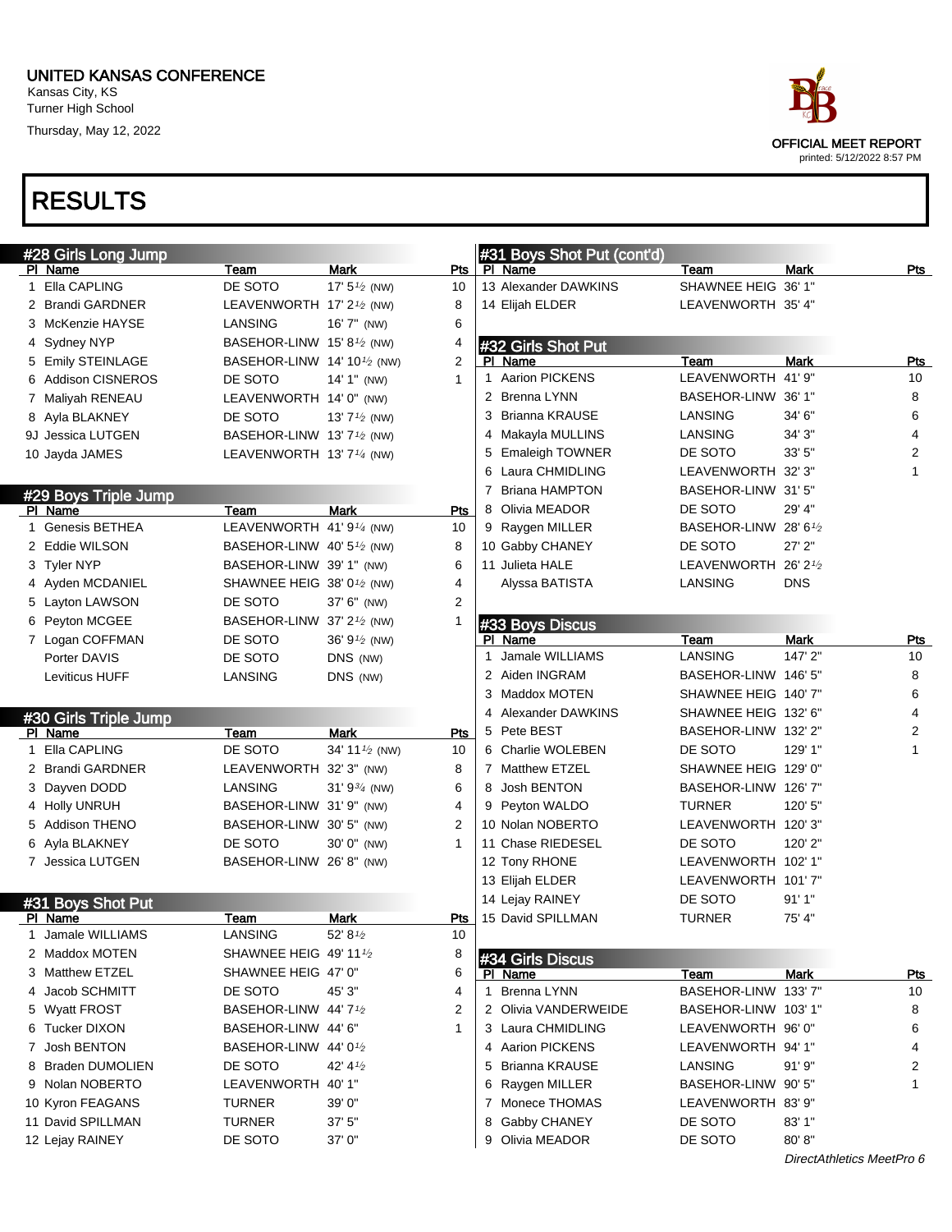UNITED KANSAS CONFERENCE
Kansas City, KS
Turner High School
Thursday, May 12, 2022

OFFICIAL MEET REPORT
printed: 5/12/2022 8:57 PM

# RESULTS

## #28 Girls Long Jump

| Pl | Name | Team | Mark | Pts |
|---|---|---|---|---|
| 1 | Ella CAPLING | DE SOTO | 17' 5½ (NW) | 10 |
| 2 | Brandi GARDNER | LEAVENWORTH | 17' 2½ (NW) | 8 |
| 3 | McKenzie HAYSE | LANSING | 16' 7" (NW) | 6 |
| 4 | Sydney NYP | BASEHOR-LINW | 15' 8½ (NW) | 4 |
| 5 | Emily STEINLAGE | BASEHOR-LINW | 14' 10½ (NW) | 2 |
| 6 | Addison CISNEROS | DE SOTO | 14' 1" (NW) | 1 |
| 7 | Maliyah RENEAU | LEAVENWORTH | 14' 0" (NW) | |
| 8 | Ayla BLAKNEY | DE SOTO | 13' 7½ (NW) | |
| 9J | Jessica LUTGEN | BASEHOR-LINW | 13' 7½ (NW) | |
| 10 | Jayda JAMES | LEAVENWORTH | 13' 7¼ (NW) | |

## #29 Boys Triple Jump

| Pl | Name | Team | Mark | Pts |
|---|---|---|---|---|
| 1 | Genesis BETHEA | LEAVENWORTH | 41' 9¼ (NW) | 10 |
| 2 | Eddie WILSON | BASEHOR-LINW | 40' 5½ (NW) | 8 |
| 3 | Tyler NYP | BASEHOR-LINW | 39' 1" (NW) | 6 |
| 4 | Ayden MCDANIEL | SHAWNEE HEIG | 38' 0½ (NW) | 4 |
| 5 | Layton LAWSON | DE SOTO | 37' 6" (NW) | 2 |
| 6 | Peyton MCGEE | BASEHOR-LINW | 37' 2½ (NW) | 1 |
| 7 | Logan COFFMAN | DE SOTO | 36' 9½ (NW) | |
| | Porter DAVIS | DE SOTO | DNS (NW) | |
| | Leviticus HUFF | LANSING | DNS (NW) | |

## #30 Girls Triple Jump

| Pl | Name | Team | Mark | Pts |
|---|---|---|---|---|
| 1 | Ella CAPLING | DE SOTO | 34' 11½ (NW) | 10 |
| 2 | Brandi GARDNER | LEAVENWORTH | 32' 3" (NW) | 8 |
| 3 | Dayven DODD | LANSING | 31' 9¾ (NW) | 6 |
| 4 | Holly UNRUH | BASEHOR-LINW | 31' 9" (NW) | 4 |
| 5 | Addison THENO | BASEHOR-LINW | 30' 5" (NW) | 2 |
| 6 | Ayla BLAKNEY | DE SOTO | 30' 0" (NW) | 1 |
| 7 | Jessica LUTGEN | BASEHOR-LINW | 26' 8" (NW) | |

## #31 Boys Shot Put

| Pl | Name | Team | Mark | Pts |
|---|---|---|---|---|
| 1 | Jamale WILLIAMS | LANSING | 52' 8½ | 10 |
| 2 | Maddox MOTEN | SHAWNEE HEIG | 49' 11½ | 8 |
| 3 | Matthew ETZEL | SHAWNEE HEIG | 47' 0" | 6 |
| 4 | Jacob SCHMITT | DE SOTO | 45' 3" | 4 |
| 5 | Wyatt FROST | BASEHOR-LINW | 44' 7½ | 2 |
| 6 | Tucker DIXON | BASEHOR-LINW | 44' 6" | 1 |
| 7 | Josh BENTON | BASEHOR-LINW | 44' 0½ | |
| 8 | Braden DUMOLIEN | DE SOTO | 42' 4½ | |
| 9 | Nolan NOBERTO | LEAVENWORTH | 40' 1" | |
| 10 | Kyron FEAGANS | TURNER | 39' 0" | |
| 11 | David SPILLMAN | TURNER | 37' 5" | |
| 12 | Lejay RAINEY | DE SOTO | 37' 0" | |
| 13 | Alexander DAWKINS | SHAWNEE HEIG | 36' 1" | |
| 14 | Elijah ELDER | LEAVENWORTH | 35' 4" | |

## #32 Girls Shot Put

| Pl | Name | Team | Mark | Pts |
|---|---|---|---|---|
| 1 | Aarion PICKENS | LEAVENWORTH | 41' 9" | 10 |
| 2 | Brenna LYNN | BASEHOR-LINW | 36' 1" | 8 |
| 3 | Brianna KRAUSE | LANSING | 34' 6" | 6 |
| 4 | Makayla MULLINS | LANSING | 34' 3" | 4 |
| 5 | Emaleigh TOWNER | DE SOTO | 33' 5" | 2 |
| 6 | Laura CHMIDLING | LEAVENWORTH | 32' 3" | 1 |
| 7 | Briana HAMPTON | BASEHOR-LINW | 31' 5" | |
| 8 | Olivia MEADOR | DE SOTO | 29' 4" | |
| 9 | Raygen MILLER | BASEHOR-LINW | 28' 6½ | |
| 10 | Gabby CHANEY | DE SOTO | 27' 2" | |
| 11 | Julieta HALE | LEAVENWORTH | 26' 2½ | |
| | Alyssa BATISTA | LANSING | DNS | |

## #33 Boys Discus

| Pl | Name | Team | Mark | Pts |
|---|---|---|---|---|
| 1 | Jamale WILLIAMS | LANSING | 147' 2" | 10 |
| 2 | Aiden INGRAM | BASEHOR-LINW | 146' 5" | 8 |
| 3 | Maddox MOTEN | SHAWNEE HEIG | 140' 7" | 6 |
| 4 | Alexander DAWKINS | SHAWNEE HEIG | 132' 6" | 4 |
| 5 | Pete BEST | BASEHOR-LINW | 132' 2" | 2 |
| 6 | Charlie WOLEBEN | DE SOTO | 129' 1" | 1 |
| 7 | Matthew ETZEL | SHAWNEE HEIG | 129' 0" | |
| 8 | Josh BENTON | BASEHOR-LINW | 126' 7" | |
| 9 | Peyton WALDO | TURNER | 120' 5" | |
| 10 | Nolan NOBERTO | LEAVENWORTH | 120' 3" | |
| 11 | Chase RIEDESEL | DE SOTO | 120' 2" | |
| 12 | Tony RHONE | LEAVENWORTH | 102' 1" | |
| 13 | Elijah ELDER | LEAVENWORTH | 101' 7" | |
| 14 | Lejay RAINEY | DE SOTO | 91' 1" | |
| 15 | David SPILLMAN | TURNER | 75' 4" | |

## #34 Girls Discus

| Pl | Name | Team | Mark | Pts |
|---|---|---|---|---|
| 1 | Brenna LYNN | BASEHOR-LINW | 133' 7" | 10 |
| 2 | Olivia VANDERWEIDE | BASEHOR-LINW | 103' 1" | 8 |
| 3 | Laura CHMIDLING | LEAVENWORTH | 96' 0" | 6 |
| 4 | Aarion PICKENS | LEAVENWORTH | 94' 1" | 4 |
| 5 | Brianna KRAUSE | LANSING | 91' 9" | 2 |
| 6 | Raygen MILLER | BASEHOR-LINW | 90' 5" | 1 |
| 7 | Monece THOMAS | LEAVENWORTH | 83' 9" | |
| 8 | Gabby CHANEY | DE SOTO | 83' 1" | |
| 9 | Olivia MEADOR | DE SOTO | 80' 8" | |

*DirectAthletics MeetPro 6*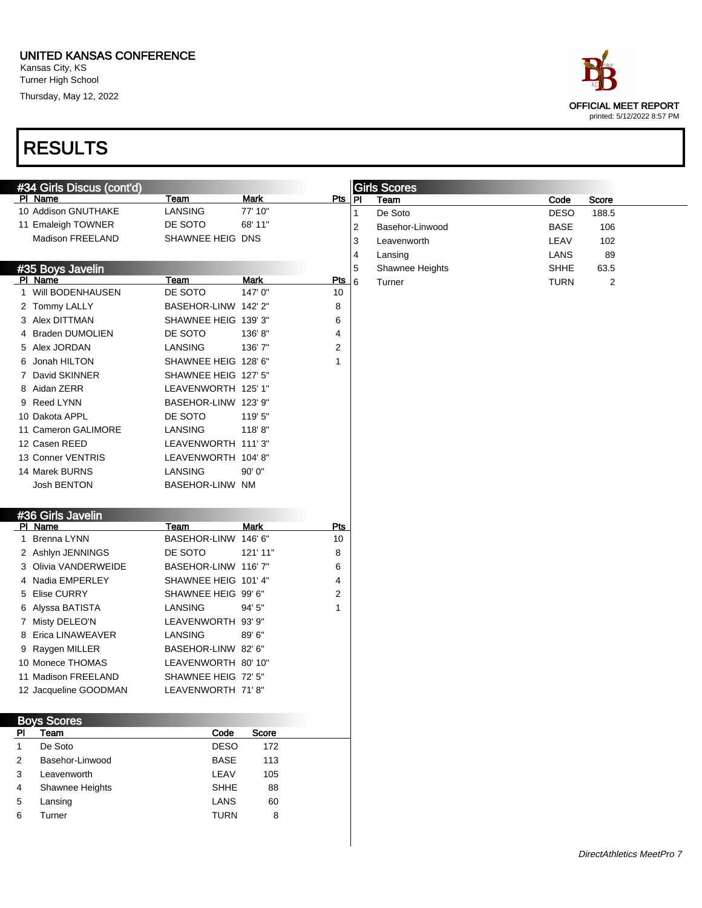# UNITED KANSAS CONFERENCE

Kansas City, KS
Turner High School
Thursday, May 12, 2022

OFFICIAL MEET REPORT
printed: 5/12/2022 8:57 PM

# RESULTS

## #34 Girls Discus (cont'd)

| Pl | Name | Team | Mark | Pts |
|---|---|---|---|---|
| 10 | Addison GNUTHAKE | LANSING | 77' 10" | |
| 11 | Emaleigh TOWNER | DE SOTO | 68' 11" | |
| | Madison FREELAND | SHAWNEE HEIG | DNS | |

## #35 Boys Javelin

| Pl | Name | Team | Mark | Pts |
|---|---|---|---|---|
| 1 | Will BODENHAUSEN | DE SOTO | 147' 0" | 10 |
| 2 | Tommy LALLY | BASEHOR-LINW | 142' 2" | 8 |
| 3 | Alex DITTMAN | SHAWNEE HEIG | 139' 3" | 6 |
| 4 | Braden DUMOLIEN | DE SOTO | 136' 8" | 4 |
| 5 | Alex JORDAN | LANSING | 136' 7" | 2 |
| 6 | Jonah HILTON | SHAWNEE HEIG | 128' 6" | 1 |
| 7 | David SKINNER | SHAWNEE HEIG | 127' 5" | |
| 8 | Aidan ZERR | LEAVENWORTH | 125' 1" | |
| 9 | Reed LYNN | BASEHOR-LINW | 123' 9" | |
| 10 | Dakota APPL | DE SOTO | 119' 5" | |
| 11 | Cameron GALIMORE | LANSING | 118' 8" | |
| 12 | Casen REED | LEAVENWORTH | 111' 3" | |
| 13 | Conner VENTRIS | LEAVENWORTH | 104' 8" | |
| 14 | Marek BURNS | LANSING | 90' 0" | |
| | Josh BENTON | BASEHOR-LINW | NM | |

## #36 Girls Javelin

| Pl | Name | Team | Mark | Pts |
|---|---|---|---|---|
| 1 | Brenna LYNN | BASEHOR-LINW | 146' 6" | 10 |
| 2 | Ashlyn JENNINGS | DE SOTO | 121' 11" | 8 |
| 3 | Olivia VANDERWEIDE | BASEHOR-LINW | 116' 7" | 6 |
| 4 | Nadia EMPERLEY | SHAWNEE HEIG | 101' 4" | 4 |
| 5 | Elise CURRY | SHAWNEE HEIG | 99' 6" | 2 |
| 6 | Alyssa BATISTA | LANSING | 94' 5" | 1 |
| 7 | Misty DELEO'N | LEAVENWORTH | 93' 9" | |
| 8 | Erica LINAWEAVER | LANSING | 89' 6" | |
| 9 | Raygen MILLER | BASEHOR-LINW | 82' 6" | |
| 10 | Monece THOMAS | LEAVENWORTH | 80' 10" | |
| 11 | Madison FREELAND | SHAWNEE HEIG | 72' 5" | |
| 12 | Jacqueline GOODMAN | LEAVENWORTH | 71' 8" | |

## Boys Scores

| Pl | Team | Code | Score |
|---|---|---|---|
| 1 | De Soto | DESO | 172 |
| 2 | Basehor-Linwood | BASE | 113 |
| 3 | Leavenworth | LEAV | 105 |
| 4 | Shawnee Heights | SHHE | 88 |
| 5 | Lansing | LANS | 60 |
| 6 | Turner | TURN | 8 |

## Girls Scores

| Pl | Team | Code | Score |
|---|---|---|---|
| 1 | De Soto | DESO | 188.5 |
| 2 | Basehor-Linwood | BASE | 106 |
| 3 | Leavenworth | LEAV | 102 |
| 4 | Lansing | LANS | 89 |
| 5 | Shawnee Heights | SHHE | 63.5 |
| 6 | Turner | TURN | 2 |

*DirectAthletics MeetPro 7*